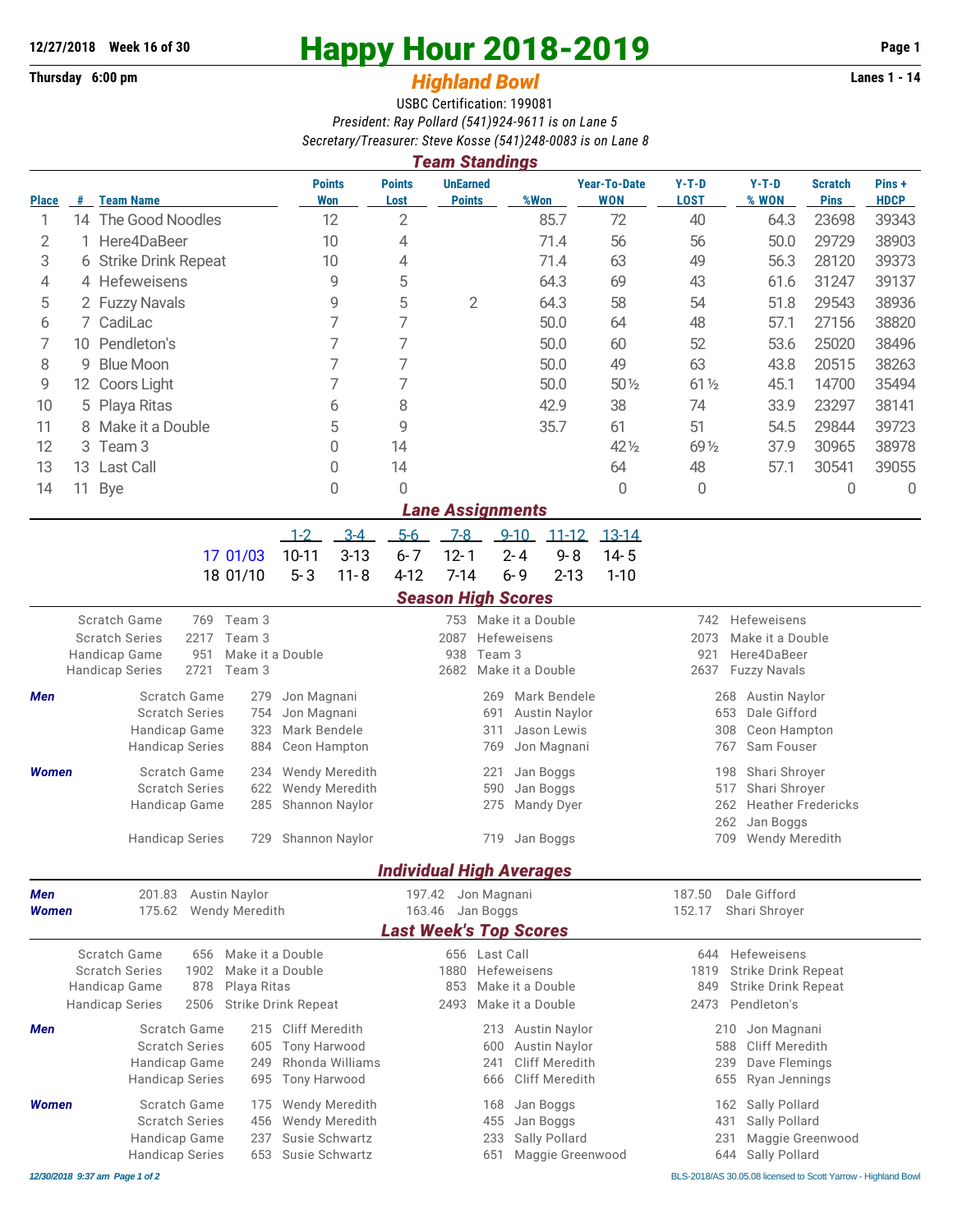12/27/2018 Week 16 of 30

Thursday 6:00 pm

# Happy Hour 2018-2019

## *Highland Bowl*

Lanes 1 - 14

USBC Certification: 199081

*President: Ray Pollard (541)924-9611 is on Lane 5*

*Secretary/Treasurer: Steve Kosse (541)248-0083 is on Lane 8*

### *Team Standings*

| Place | # | Team Name | Points Won | Points Lost | UnEarned Points | %Won | Year-To-Date WON | Y-T-D LOST | Y-T-D % WON | Scratch Pins | Pins + HDCP |
|---|---|---|---|---|---|---|---|---|---|---|---|
| 1 | 14 | The Good Noodles | 12 | 2 | | 85.7 | 72 | 40 | 64.3 | 23698 | 39343 |
| 2 | 1 | Here4DaBeer | 10 | 4 | | 71.4 | 56 | 56 | 50.0 | 29729 | 38903 |
| 3 | 6 | Strike Drink Repeat | 10 | 4 | | 71.4 | 63 | 49 | 56.3 | 28120 | 39373 |
| 4 | 4 | Hefeweisens | 9 | 5 | | 64.3 | 69 | 43 | 61.6 | 31247 | 39137 |
| 5 | 2 | Fuzzy Navals | 9 | 5 | 2 | 64.3 | 58 | 54 | 51.8 | 29543 | 38936 |
| 6 | 7 | CadiLac | 7 | 7 | | 50.0 | 64 | 48 | 57.1 | 27156 | 38820 |
| 7 | 10 | Pendleton's | 7 | 7 | | 50.0 | 60 | 52 | 53.6 | 25020 | 38496 |
| 8 | 9 | Blue Moon | 7 | 7 | | 50.0 | 49 | 63 | 43.8 | 20515 | 38263 |
| 9 | 12 | Coors Light | 7 | 7 | | 50.0 | 50½ | 61½ | 45.1 | 14700 | 35494 |
| 10 | 5 | Playa Ritas | 6 | 8 | | 42.9 | 38 | 74 | 33.9 | 23297 | 38141 |
| 11 | 8 | Make it a Double | 5 | 9 | | 35.7 | 61 | 51 | 54.5 | 29844 | 39723 |
| 12 | 3 | Team 3 | 0 | 14 | | | 42½ | 69½ | 37.9 | 30965 | 38978 |
| 13 | 13 | Last Call | 0 | 14 | | | 64 | 48 | 57.1 | 30541 | 39055 |
| 14 | 11 | Bye | 0 | 0 | | | 0 | 0 | | 0 | 0 |

### *Lane Assignments*

| | 1-2 | 3-4 | 5-6 | 7-8 | 9-10 | 11-12 | 13-14 |
|---|---|---|---|---|---|---|---|
| 17 01/03 | 10-11 | 3-13 | 6- 7 | 12- 1 | 2- 4 | 9- 8 | 14- 5 |
| 18 01/10 | 5- 3 | 11- 8 | 4-12 | 7-14 | 6- 9 | 2-13 | 1-10 |

### *Season High Scores*

| | | | | | | |
|---|---|---|---|---|---|---|
| Scratch Game | 769 | Team 3 | 753 | Make it a Double | 742 | Hefeweisens |
| Scratch Series | 2217 | Team 3 | 2087 | Hefeweisens | 2073 | Make it a Double |
| Handicap Game | 951 | Make it a Double | 938 | Team 3 | 921 | Here4DaBeer |
| Handicap Series | 2721 | Team 3 | 2682 | Make it a Double | 2637 | Fuzzy Navals |

**Men**

| | | | | | | |
|---|---|---|---|---|---|---|
| Scratch Game | 279 | Jon Magnani | 269 | Mark Bendele | 268 | Austin Naylor |
| Scratch Series | 754 | Jon Magnani | 691 | Austin Naylor | 653 | Dale Gifford |
| Handicap Game | 323 | Mark Bendele | 311 | Jason Lewis | 308 | Ceon Hampton |
| Handicap Series | 884 | Ceon Hampton | 769 | Jon Magnani | 767 | Sam Fouser |

**Women**

| | | | | | | |
|---|---|---|---|---|---|---|
| Scratch Game | 234 | Wendy Meredith | 221 | Jan Boggs | 198 | Shari Shroyer |
| Scratch Series | 622 | Wendy Meredith | 590 | Jan Boggs | 517 | Shari Shroyer |
| Handicap Game | 285 | Shannon Naylor | 275 | Mandy Dyer | 262 | Heather Fredericks |
| | | | | | 262 | Jan Boggs |
| Handicap Series | 729 | Shannon Naylor | 719 | Jan Boggs | 709 | Wendy Meredith |

### *Individual High Averages*

| | | | | | | |
|---|---|---|---|---|---|---|
| **Men** | 201.83 | Austin Naylor | 197.42 | Jon Magnani | 187.50 | Dale Gifford |
| **Women** | 175.62 | Wendy Meredith | 163.46 | Jan Boggs | 152.17 | Shari Shroyer |

### *Last Week's Top Scores*

| | | | | | | |
|---|---|---|---|---|---|---|
| Scratch Game | 656 | Make it a Double | 656 | Last Call | 644 | Hefeweisens |
| Scratch Series | 1902 | Make it a Double | 1880 | Hefeweisens | 1819 | Strike Drink Repeat |
| Handicap Game | 878 | Playa Ritas | 853 | Make it a Double | 849 | Strike Drink Repeat |
| Handicap Series | 2506 | Strike Drink Repeat | 2493 | Make it a Double | 2473 | Pendleton's |

**Men**

| | | | | | | |
|---|---|---|---|---|---|---|
| Scratch Game | 215 | Cliff Meredith | 213 | Austin Naylor | 210 | Jon Magnani |
| Scratch Series | 605 | Tony Harwood | 600 | Austin Naylor | 588 | Cliff Meredith |
| Handicap Game | 249 | Rhonda Williams | 241 | Cliff Meredith | 239 | Dave Flemings |
| Handicap Series | 695 | Tony Harwood | 666 | Cliff Meredith | 655 | Ryan Jennings |

**Women**

| | | | | | | |
|---|---|---|---|---|---|---|
| Scratch Game | 175 | Wendy Meredith | 168 | Jan Boggs | 162 | Sally Pollard |
| Scratch Series | 456 | Wendy Meredith | 455 | Jan Boggs | 431 | Sally Pollard |
| Handicap Game | 237 | Susie Schwartz | 233 | Sally Pollard | 231 | Maggie Greenwood |
| Handicap Series | 653 | Susie Schwartz | 651 | Maggie Greenwood | 644 | Sally Pollard |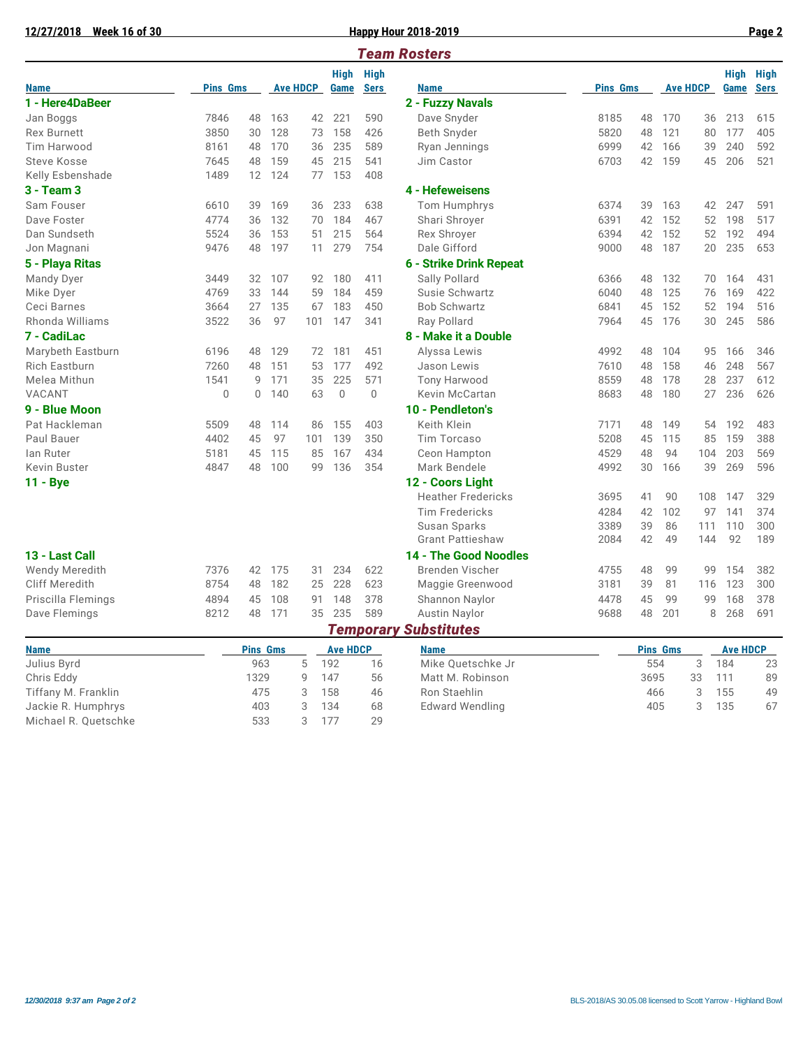## Team Rosters

| Name | Pins | Gms | Ave | HDCP | High Game | High Sers |
|---|---|---|---|---|---|---|
| **1 - Here4DaBeer** | | | | | | |
| Jan Boggs | 7846 | 48 | 163 | 42 | 221 | 590 |
| Rex Burnett | 3850 | 30 | 128 | 73 | 158 | 426 |
| Tim Harwood | 8161 | 48 | 170 | 36 | 235 | 589 |
| Steve Kosse | 7645 | 48 | 159 | 45 | 215 | 541 |
| Kelly Esbenshade | 1489 | 12 | 124 | 77 | 153 | 408 |
| **2 - Fuzzy Navals** | | | | | | |
| Dave Snyder | 8185 | 48 | 170 | 36 | 213 | 615 |
| Beth Snyder | 5820 | 48 | 121 | 80 | 177 | 405 |
| Ryan Jennings | 6999 | 42 | 166 | 39 | 240 | 592 |
| Jim Castor | 6703 | 42 | 159 | 45 | 206 | 521 |
| **3 - Team 3** | | | | | | |
| Sam Fouser | 6610 | 39 | 169 | 36 | 233 | 638 |
| Dave Foster | 4774 | 36 | 132 | 70 | 184 | 467 |
| Dan Sundseth | 5524 | 36 | 153 | 51 | 215 | 564 |
| Jon Magnani | 9476 | 48 | 197 | 11 | 279 | 754 |
| **4 - Hefeweisens** | | | | | | |
| Tom Humphrys | 6374 | 39 | 163 | 42 | 247 | 591 |
| Shari Shroyer | 6391 | 42 | 152 | 52 | 198 | 517 |
| Rex Shroyer | 6394 | 42 | 152 | 52 | 192 | 494 |
| Dale Gifford | 9000 | 48 | 187 | 20 | 235 | 653 |
| **5 - Playa Ritas** | | | | | | |
| Mandy Dyer | 3449 | 32 | 107 | 92 | 180 | 411 |
| Mike Dyer | 4769 | 33 | 144 | 59 | 184 | 459 |
| Ceci Barnes | 3664 | 27 | 135 | 67 | 183 | 450 |
| Rhonda Williams | 3522 | 36 | 97 | 101 | 147 | 341 |
| **6 - Strike Drink Repeat** | | | | | | |
| Sally Pollard | 6366 | 48 | 132 | 70 | 164 | 431 |
| Susie Schwartz | 6040 | 48 | 125 | 76 | 169 | 422 |
| Bob Schwartz | 6841 | 45 | 152 | 52 | 194 | 516 |
| Ray Pollard | 7964 | 45 | 176 | 30 | 245 | 586 |
| **7 - CadiLac** | | | | | | |
| Marybeth Eastburn | 6196 | 48 | 129 | 72 | 181 | 451 |
| Rich Eastburn | 7260 | 48 | 151 | 53 | 177 | 492 |
| Melea Mithun | 1541 | 9 | 171 | 35 | 225 | 571 |
| VACANT | 0 | 0 | 140 | 63 | 0 | 0 |
| **8 - Make it a Double** | | | | | | |
| Alyssa Lewis | 4992 | 48 | 104 | 95 | 166 | 346 |
| Jason Lewis | 7610 | 48 | 158 | 46 | 248 | 567 |
| Tony Harwood | 8559 | 48 | 178 | 28 | 237 | 612 |
| Kevin McCartan | 8683 | 48 | 180 | 27 | 236 | 626 |
| **9 - Blue Moon** | | | | | | |
| Pat Hackleman | 5509 | 48 | 114 | 86 | 155 | 403 |
| Paul Bauer | 4402 | 45 | 97 | 101 | 139 | 350 |
| Ian Ruter | 5181 | 45 | 115 | 85 | 167 | 434 |
| Kevin Buster | 4847 | 48 | 100 | 99 | 136 | 354 |
| **10 - Pendleton's** | | | | | | |
| Keith Klein | 7171 | 48 | 149 | 54 | 192 | 483 |
| Tim Torcaso | 5208 | 45 | 115 | 85 | 159 | 388 |
| Ceon Hampton | 4529 | 48 | 94 | 104 | 203 | 569 |
| Mark Bendele | 4992 | 30 | 166 | 39 | 269 | 596 |
| **11 - Bye** | | | | | | |
| **12 - Coors Light** | | | | | | |
| Heather Fredericks | 3695 | 41 | 90 | 108 | 147 | 329 |
| Tim Fredericks | 4284 | 42 | 102 | 97 | 141 | 374 |
| Susan Sparks | 3389 | 39 | 86 | 111 | 110 | 300 |
| Grant Pattieshaw | 2084 | 42 | 49 | 144 | 92 | 189 |
| **13 - Last Call** | | | | | | |
| Wendy Meredith | 7376 | 42 | 175 | 31 | 234 | 622 |
| Cliff Meredith | 8754 | 48 | 182 | 25 | 228 | 623 |
| Priscilla Flemings | 4894 | 45 | 108 | 91 | 148 | 378 |
| Dave Flemings | 8212 | 48 | 171 | 35 | 235 | 589 |
| **14 - The Good Noodles** | | | | | | |
| Brenden Vischer | 4755 | 48 | 99 | 99 | 154 | 382 |
| Maggie Greenwood | 3181 | 39 | 81 | 116 | 123 | 300 |
| Shannon Naylor | 4478 | 45 | 99 | 99 | 168 | 378 |
| Austin Naylor | 9688 | 48 | 201 | 8 | 268 | 691 |

## Temporary Substitutes

| Name | Pins | Gms | Ave | HDCP |
|---|---|---|---|---|
| Julius Byrd | 963 | 5 | 192 | 16 |
| Chris Eddy | 1329 | 9 | 147 | 56 |
| Tiffany M. Franklin | 475 | 3 | 158 | 46 |
| Jackie R. Humphrys | 403 | 3 | 134 | 68 |
| Michael R. Quetschke | 533 | 3 | 177 | 29 |
| Mike Quetschke Jr | 554 | 3 | 184 | 23 |
| Matt M. Robinson | 3695 | 33 | 111 | 89 |
| Ron Staehlin | 466 | 3 | 155 | 49 |
| Edward Wendling | 405 | 3 | 135 | 67 |